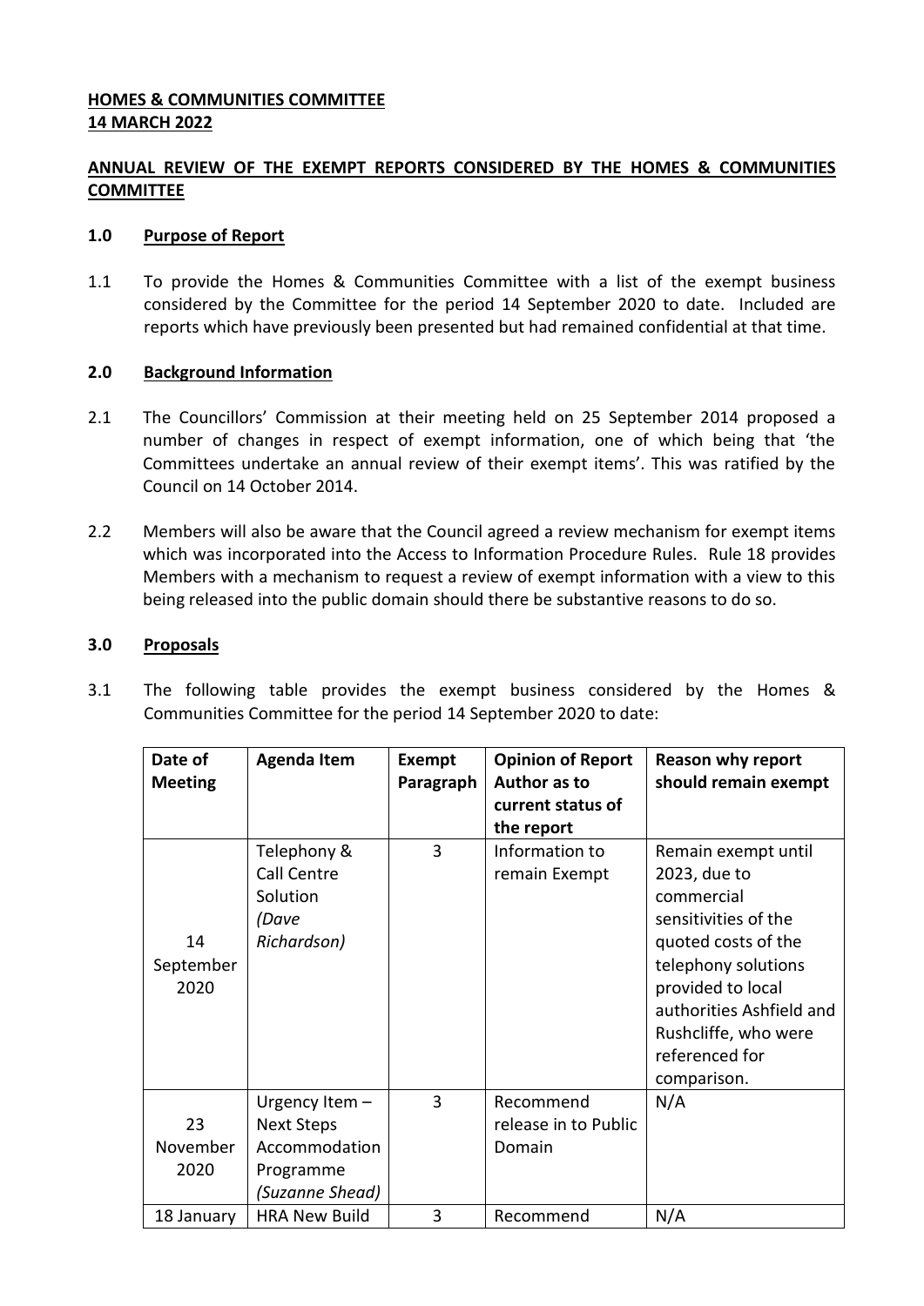**HOMES & COMMUNITIES COMMITTEE**
**14 MARCH 2022**

**ANNUAL REVIEW OF THE EXEMPT REPORTS CONSIDERED BY THE HOMES & COMMUNITIES COMMITTEE**

## 1.0 Purpose of Report

1.1 To provide the Homes & Communities Committee with a list of the exempt business considered by the Committee for the period 14 September 2020 to date. Included are reports which have previously been presented but had remained confidential at that time.

## 2.0 Background Information

2.1 The Councillors' Commission at their meeting held on 25 September 2014 proposed a number of changes in respect of exempt information, one of which being that 'the Committees undertake an annual review of their exempt items'. This was ratified by the Council on 14 October 2014.

2.2 Members will also be aware that the Council agreed a review mechanism for exempt items which was incorporated into the Access to Information Procedure Rules. Rule 18 provides Members with a mechanism to request a review of exempt information with a view to this being released into the public domain should there be substantive reasons to do so.

## 3.0 Proposals

3.1 The following table provides the exempt business considered by the Homes & Communities Committee for the period 14 September 2020 to date:

| Date of Meeting | Agenda Item | Exempt Paragraph | Opinion of Report Author as to current status of the report | Reason why report should remain exempt |
|---|---|---|---|---|
| 14 September 2020 | Telephony & Call Centre Solution *(Dave Richardson)* | 3 | Information to remain Exempt | Remain exempt until 2023, due to commercial sensitivities of the quoted costs of the telephony solutions provided to local authorities Ashfield and Rushcliffe, who were referenced for comparison. |
| 23 November 2020 | Urgency Item – Next Steps Accommodation Programme *(Suzanne Shead)* | 3 | Recommend release in to Public Domain | N/A |
| 18 January | HRA New Build | 3 | Recommend | N/A |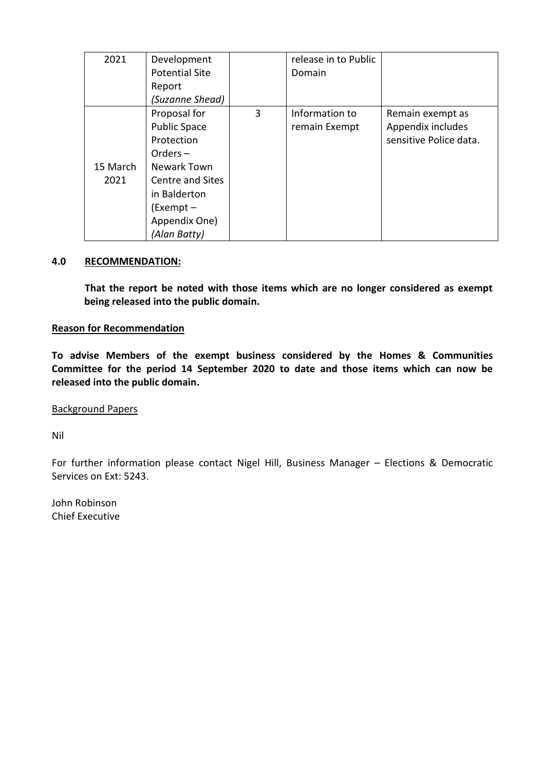| | | | | |
|---|---|---|---|---|
| 2021 | Development Potential Site Report *(Suzanne Shead)* | | release in to Public Domain | |
| 15 March 2021 | Proposal for Public Space Protection Orders – Newark Town Centre and Sites in Balderton (Exempt – Appendix One) *(Alan Batty)* | 3 | Information to remain Exempt | Remain exempt as Appendix includes sensitive Police data. |

**4.0 RECOMMENDATION:**

**That the report be noted with those items which are no longer considered as exempt being released into the public domain.**

**Reason for Recommendation**

**To advise Members of the exempt business considered by the Homes & Communities Committee for the period 14 September 2020 to date and those items which can now be released into the public domain.**

Background Papers

Nil

For further information please contact Nigel Hill, Business Manager – Elections & Democratic Services on Ext: 5243.

John Robinson
Chief Executive